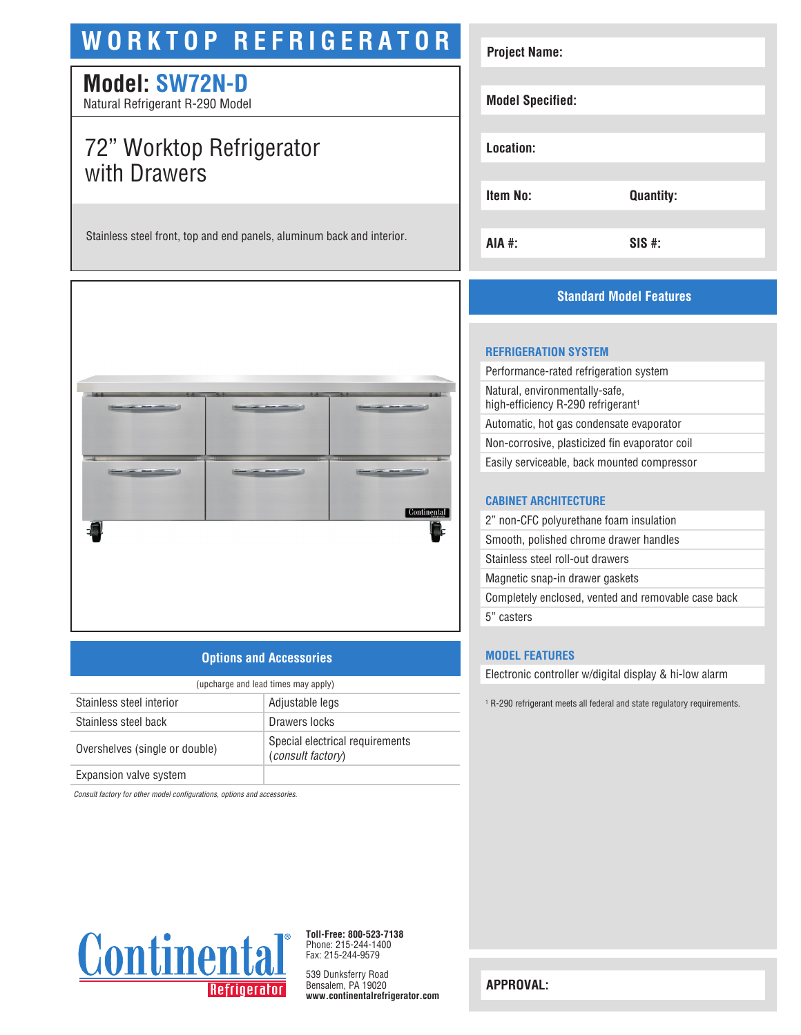# WORKTOP REFRIGERATOR

## Model: SW72N-D

Natural Refrigerant R-290 Model

### 72" Worktop Refrigerator with Drawers

Stainless steel front, top and end panels, aluminum back and interior.

| | |
|---|---|
| **Project Name:** | |
| **Model Specified:** | |
| **Location:** | |
| **Item No:** | **Quantity:** |
| **AIA #:** | **SIS #:** |

## Options and Accessories

(upcharge and lead times may apply)

| | |
|---|---|
| Stainless steel interior | Adjustable legs |
| Stainless steel back | Drawers locks |
| Overshelves (single or double) | Special electrical requirements (*consult factory*) |
| Expansion valve system | |

*Consult factory for other model configurations, options and accessories.*

## Standard Model Features

### REFRIGERATION SYSTEM

- Performance-rated refrigeration system
- Natural, environmentally-safe, high-efficiency R-290 refrigerant[1]
- Automatic, hot gas condensate evaporator
- Non-corrosive, plasticized fin evaporator coil
- Easily serviceable, back mounted compressor

### CABINET ARCHITECTURE

- 2" non-CFC polyurethane foam insulation
- Smooth, polished chrome drawer handles
- Stainless steel roll-out drawers
- Magnetic snap-in drawer gaskets
- Completely enclosed, vented and removable case back
- 5" casters

### MODEL FEATURES

- Electronic controller w/digital display & hi-low alarm

[1] R-290 refrigerant meets all federal and state regulatory requirements.

Continental Refrigerator

**Toll-Free: 800-523-7138**
Phone: 215-244-1400
Fax: 215-244-9579

539 Dunksferry Road
Bensalem, PA 19020
**www.continentalrefrigerator.com**

**APPROVAL:**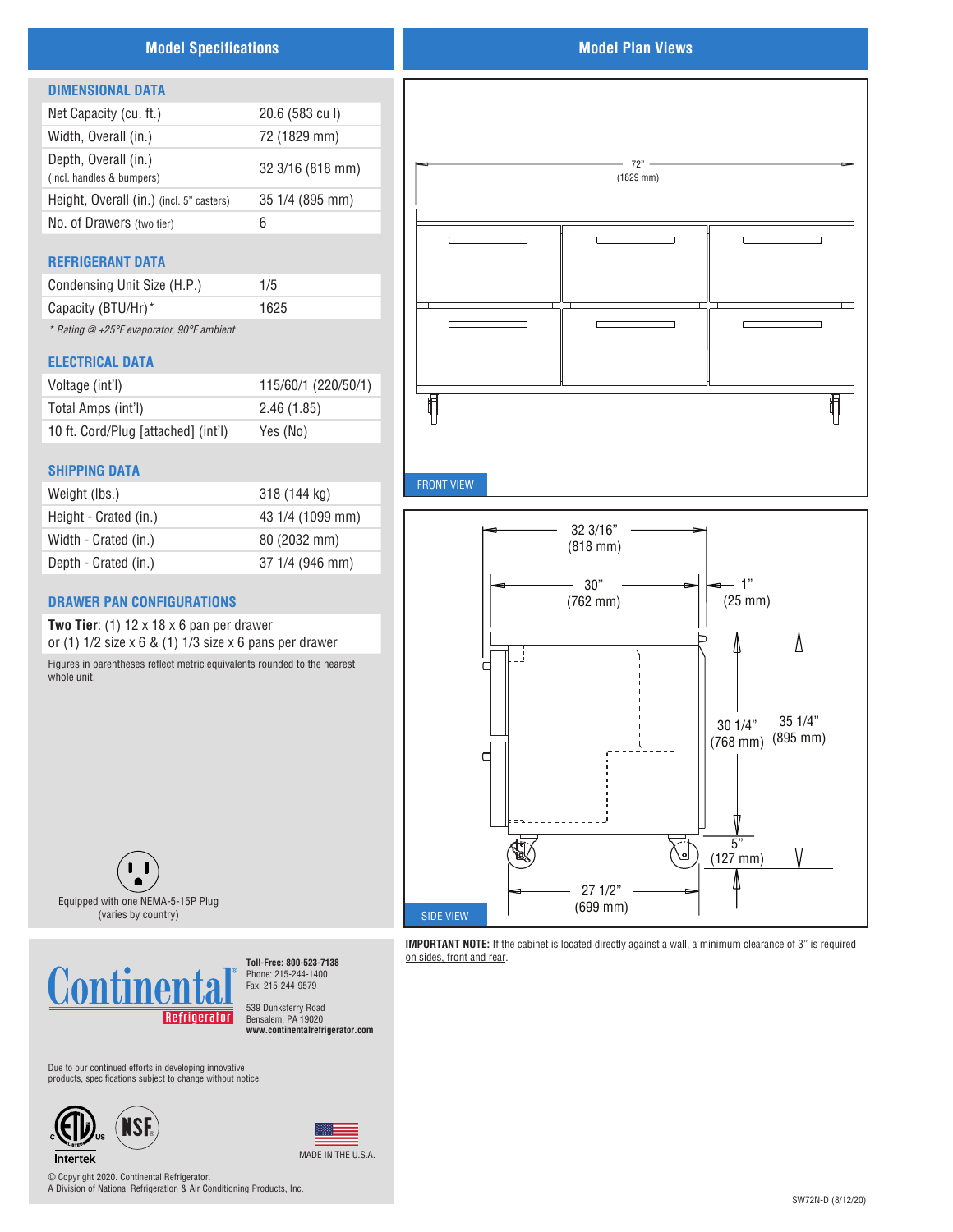## Model Specifications

### DIMENSIONAL DATA

| | |
|---|---|
| Net Capacity (cu. ft.) | 20.6 (583 cu l) |
| Width, Overall (in.) | 72 (1829 mm) |
| Depth, Overall (in.) (incl. handles & bumpers) | 32 3/16 (818 mm) |
| Height, Overall (in.) (incl. 5" casters) | 35 1/4 (895 mm) |
| No. of Drawers (two tier) | 6 |

### REFRIGERANT DATA

| | |
|---|---|
| Condensing Unit Size (H.P.) | 1/5 |
| Capacity (BTU/Hr)* | 1625 |

*\* Rating @ +25°F evaporator, 90°F ambient*

### ELECTRICAL DATA

| | |
|---|---|
| Voltage (int'l) | 115/60/1 (220/50/1) |
| Total Amps (int'l) | 2.46 (1.85) |
| 10 ft. Cord/Plug [attached] (int'l) | Yes (No) |

### SHIPPING DATA

| | |
|---|---|
| Weight (lbs.) | 318 (144 kg) |
| Height - Crated (in.) | 43 1/4 (1099 mm) |
| Width - Crated (in.) | 80 (2032 mm) |
| Depth - Crated (in.) | 37 1/4 (946 mm) |

### DRAWER PAN CONFIGURATIONS

**Two Tier**: (1) 12 x 18 x 6 pan per drawer or (1) 1/2 size x 6 & (1) 1/3 size x 6 pans per drawer

Figures in parentheses reflect metric equivalents rounded to the nearest whole unit.

Equipped with one NEMA-5-15P Plug (varies by country)

**Continental Refrigerator**

**Toll-Free: 800-523-7138**
Phone: 215-244-1400
Fax: 215-244-9579

539 Dunksferry Road
Bensalem, PA 19020
**www.continentalrefrigerator.com**

Due to our continued efforts in developing innovative products, specifications subject to change without notice.

Intertek

MADE IN THE U.S.A.

© Copyright 2020. Continental Refrigerator.
A Division of National Refrigeration & Air Conditioning Products, Inc.

## Model Plan Views

72"
(1829 mm)

FRONT VIEW

32 3/16"
(818 mm)

30"
(762 mm)

1"
(25 mm)

30 1/4"
(768 mm)

35 1/4"
(895 mm)

5"
(127 mm)

27 1/2"
(699 mm)

SIDE VIEW

**IMPORTANT NOTE:** If the cabinet is located directly against a wall, a minimum clearance of 3" is required on sides, front and rear.

SW72N-D (8/12/20)